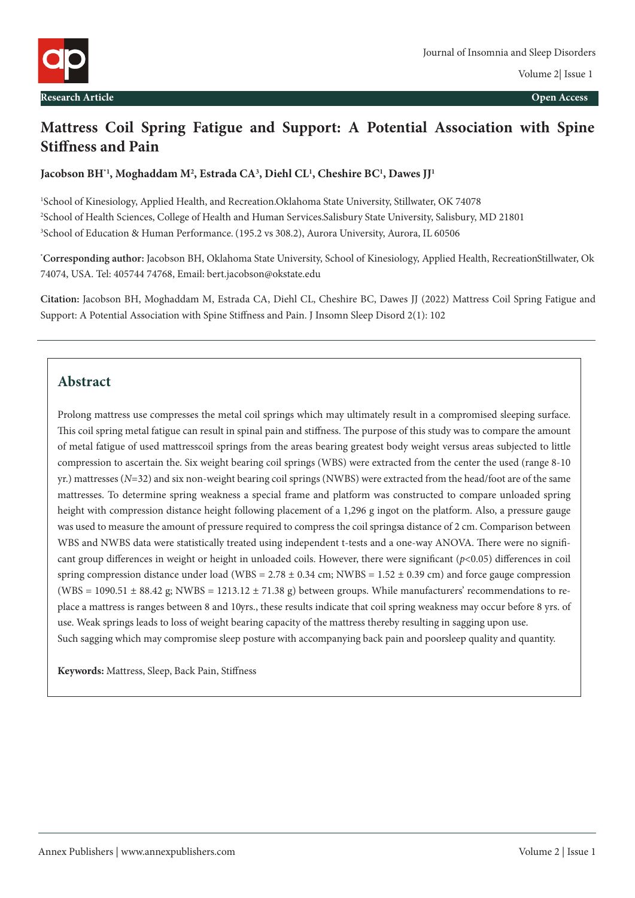Research Article

Open Access

# Mattress Coil Spring Fatigue and Support: A Potential Association with Spine Stiffness and Pain

**Jacobson BH[*1], Moghaddam M[2], Estrada CA[3], Diehl CL[1], Cheshire BC[1], Dawes JJ[1]**

[1]School of Kinesiology, Applied Health, and Recreation.Oklahoma State University, Stillwater, OK 74078

[2]School of Health Sciences, College of Health and Human Services.Salisbury State University, Salisbury, MD 21801

[3]School of Education & Human Performance. (195.2 vs 308.2), Aurora University, Aurora, IL 60506

[*]**Corresponding author:** Jacobson BH, Oklahoma State University, School of Kinesiology, Applied Health, RecreationStillwater, Ok 74074, USA. Tel: 405744 74768, Email: bert.jacobson@okstate.edu

**Citation:** Jacobson BH, Moghaddam M, Estrada CA, Diehl CL, Cheshire BC, Dawes JJ (2022) Mattress Coil Spring Fatigue and Support: A Potential Association with Spine Stiffness and Pain. J Insomn Sleep Disord 2(1): 102

## Abstract

Prolong mattress use compresses the metal coil springs which may ultimately result in a compromised sleeping surface. This coil spring metal fatigue can result in spinal pain and stiffness. The purpose of this study was to compare the amount of metal fatigue of used mattresscoil springs from the areas bearing greatest body weight versus areas subjected to little compression to ascertain the. Six weight bearing coil springs (WBS) were extracted from the center the used (range 8-10 yr.) mattresses (*N*=32) and six non-weight bearing coil springs (NWBS) were extracted from the head/foot are of the same mattresses. To determine spring weakness a special frame and platform was constructed to compare unloaded spring height with compression distance height following placement of a 1,296 g ingot on the platform. Also, a pressure gauge was used to measure the amount of pressure required to compress the coil springsa distance of 2 cm. Comparison between WBS and NWBS data were statistically treated using independent t-tests and a one-way ANOVA. There were no significant group differences in weight or height in unloaded coils. However, there were significant ($p$<0.05) differences in coil spring compression distance under load (WBS = 2.78 ± 0.34 cm; NWBS = 1.52 ± 0.39 cm) and force gauge compression (WBS = 1090.51 ± 88.42 g; NWBS = 1213.12 ± 71.38 g) between groups. While manufacturers' recommendations to replace a mattress is ranges between 8 and 10yrs., these results indicate that coil spring weakness may occur before 8 yrs. of use. Weak springs leads to loss of weight bearing capacity of the mattress thereby resulting in sagging upon use.
Such sagging which may compromise sleep posture with accompanying back pain and poorsleep quality and quantity.

**Keywords:** Mattress, Sleep, Back Pain, Stiffness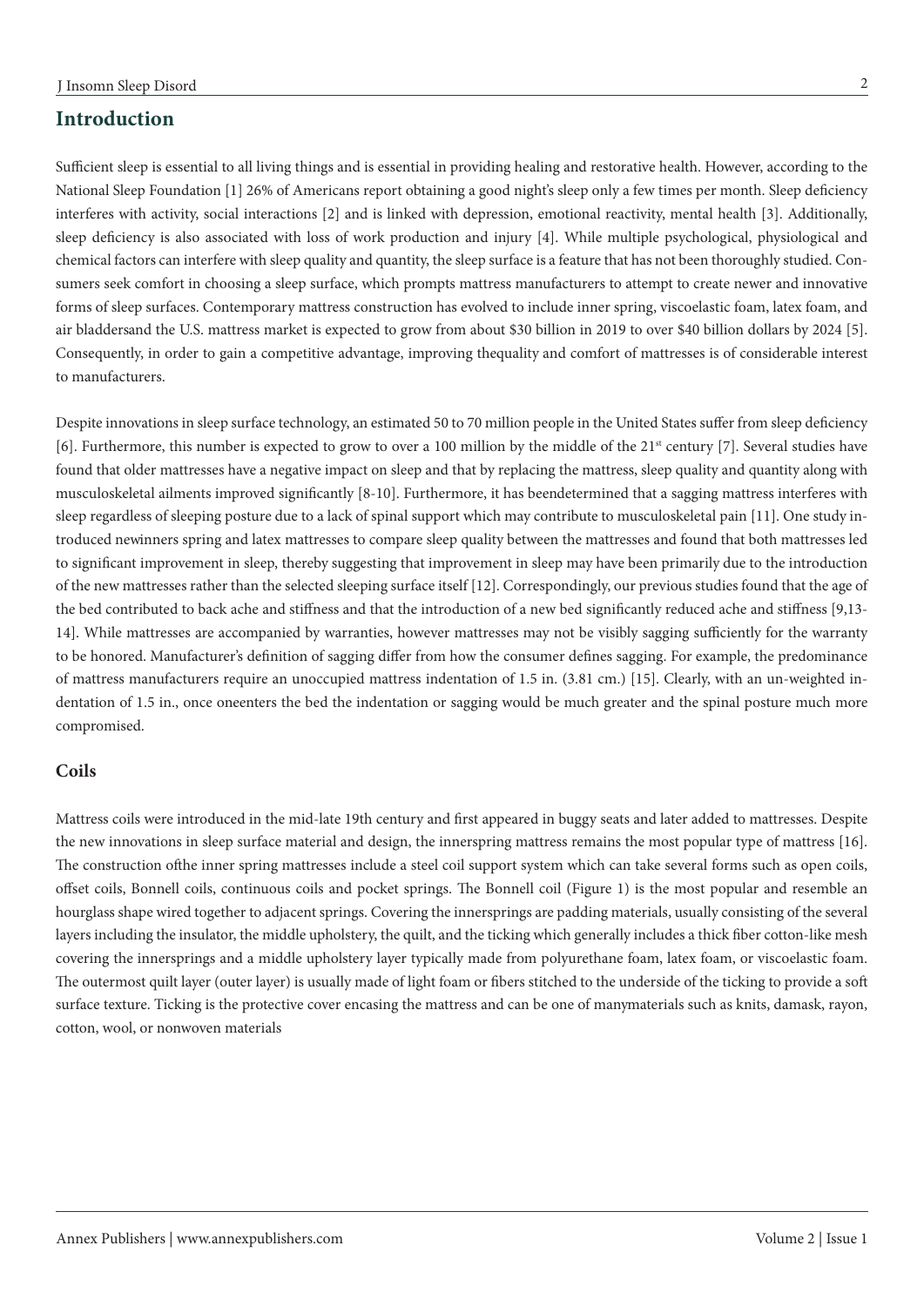## Introduction

Sufficient sleep is essential to all living things and is essential in providing healing and restorative health. However, according to the National Sleep Foundation [1] 26% of Americans report obtaining a good night's sleep only a few times per month. Sleep deficiency interferes with activity, social interactions [2] and is linked with depression, emotional reactivity, mental health [3]. Additionally, sleep deficiency is also associated with loss of work production and injury [4]. While multiple psychological, physiological and chemical factors can interfere with sleep quality and quantity, the sleep surface is a feature that has not been thoroughly studied. Consumers seek comfort in choosing a sleep surface, which prompts mattress manufacturers to attempt to create newer and innovative forms of sleep surfaces. Contemporary mattress construction has evolved to include inner spring, viscoelastic foam, latex foam, and air bladdersand the U.S. mattress market is expected to grow from about $30 billion in 2019 to over $40 billion dollars by 2024 [5]. Consequently, in order to gain a competitive advantage, improving thequality and comfort of mattresses is of considerable interest to manufacturers.

Despite innovations in sleep surface technology, an estimated 50 to 70 million people in the United States suffer from sleep deficiency [6]. Furthermore, this number is expected to grow to over a 100 million by the middle of the 21st century [7]. Several studies have found that older mattresses have a negative impact on sleep and that by replacing the mattress, sleep quality and quantity along with musculoskeletal ailments improved significantly [8-10]. Furthermore, it has beendetermined that a sagging mattress interferes with sleep regardless of sleeping posture due to a lack of spinal support which may contribute to musculoskeletal pain [11]. One study introduced newinners spring and latex mattresses to compare sleep quality between the mattresses and found that both mattresses led to significant improvement in sleep, thereby suggesting that improvement in sleep may have been primarily due to the introduction of the new mattresses rather than the selected sleeping surface itself [12]. Correspondingly, our previous studies found that the age of the bed contributed to back ache and stiffness and that the introduction of a new bed significantly reduced ache and stiffness [9,13-14]. While mattresses are accompanied by warranties, however mattresses may not be visibly sagging sufficiently for the warranty to be honored. Manufacturer's definition of sagging differ from how the consumer defines sagging. For example, the predominance of mattress manufacturers require an unoccupied mattress indentation of 1.5 in. (3.81 cm.) [15]. Clearly, with an un-weighted indentation of 1.5 in., once oneenters the bed the indentation or sagging would be much greater and the spinal posture much more compromised.

### Coils

Mattress coils were introduced in the mid-late 19th century and first appeared in buggy seats and later added to mattresses. Despite the new innovations in sleep surface material and design, the innerspring mattress remains the most popular type of mattress [16]. The construction ofthe inner spring mattresses include a steel coil support system which can take several forms such as open coils, offset coils, Bonnell coils, continuous coils and pocket springs. The Bonnell coil (Figure 1) is the most popular and resemble an hourglass shape wired together to adjacent springs. Covering the innersprings are padding materials, usually consisting of the several layers including the insulator, the middle upholstery, the quilt, and the ticking which generally includes a thick fiber cotton-like mesh covering the innersprings and a middle upholstery layer typically made from polyurethane foam, latex foam, or viscoelastic foam. The outermost quilt layer (outer layer) is usually made of light foam or fibers stitched to the underside of the ticking to provide a soft surface texture. Ticking is the protective cover encasing the mattress and can be one of manymaterials such as knits, damask, rayon, cotton, wool, or nonwoven materials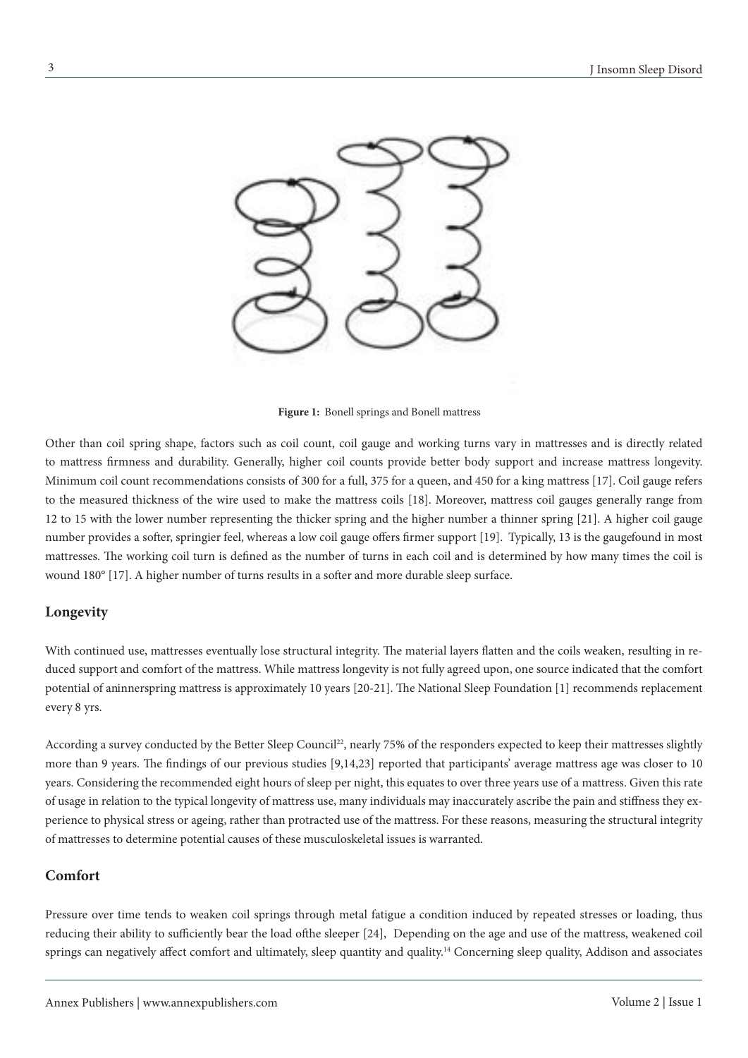**Figure 1:** Bonell springs and Bonell mattress

Other than coil spring shape, factors such as coil count, coil gauge and working turns vary in mattresses and is directly related to mattress firmness and durability. Generally, higher coil counts provide better body support and increase mattress longevity. Minimum coil count recommendations consists of 300 for a full, 375 for a queen, and 450 for a king mattress [17]. Coil gauge refers to the measured thickness of the wire used to make the mattress coils [18]. Moreover, mattress coil gauges generally range from 12 to 15 with the lower number representing the thicker spring and the higher number a thinner spring [21]. A higher coil gauge number provides a softer, springier feel, whereas a low coil gauge offers firmer support [19]. Typically, 13 is the gaugefound in most mattresses. The working coil turn is defined as the number of turns in each coil and is determined by how many times the coil is wound 180° [17]. A higher number of turns results in a softer and more durable sleep surface.

## Longevity

With continued use, mattresses eventually lose structural integrity. The material layers flatten and the coils weaken, resulting in reduced support and comfort of the mattress. While mattress longevity is not fully agreed upon, one source indicated that the comfort potential of aninnerspring mattress is approximately 10 years [20-21]. The National Sleep Foundation [1] recommends replacement every 8 yrs.

According a survey conducted by the Better Sleep Council[22], nearly 75% of the responders expected to keep their mattresses slightly more than 9 years. The findings of our previous studies [9,14,23] reported that participants' average mattress age was closer to 10 years. Considering the recommended eight hours of sleep per night, this equates to over three years use of a mattress. Given this rate of usage in relation to the typical longevity of mattress use, many individuals may inaccurately ascribe the pain and stiffness they experience to physical stress or ageing, rather than protracted use of the mattress. For these reasons, measuring the structural integrity of mattresses to determine potential causes of these musculoskeletal issues is warranted.

## Comfort

Pressure over time tends to weaken coil springs through metal fatigue a condition induced by repeated stresses or loading, thus reducing their ability to sufficiently bear the load ofthe sleeper [24], Depending on the age and use of the mattress, weakened coil springs can negatively affect comfort and ultimately, sleep quantity and quality.[14] Concerning sleep quality, Addison and associates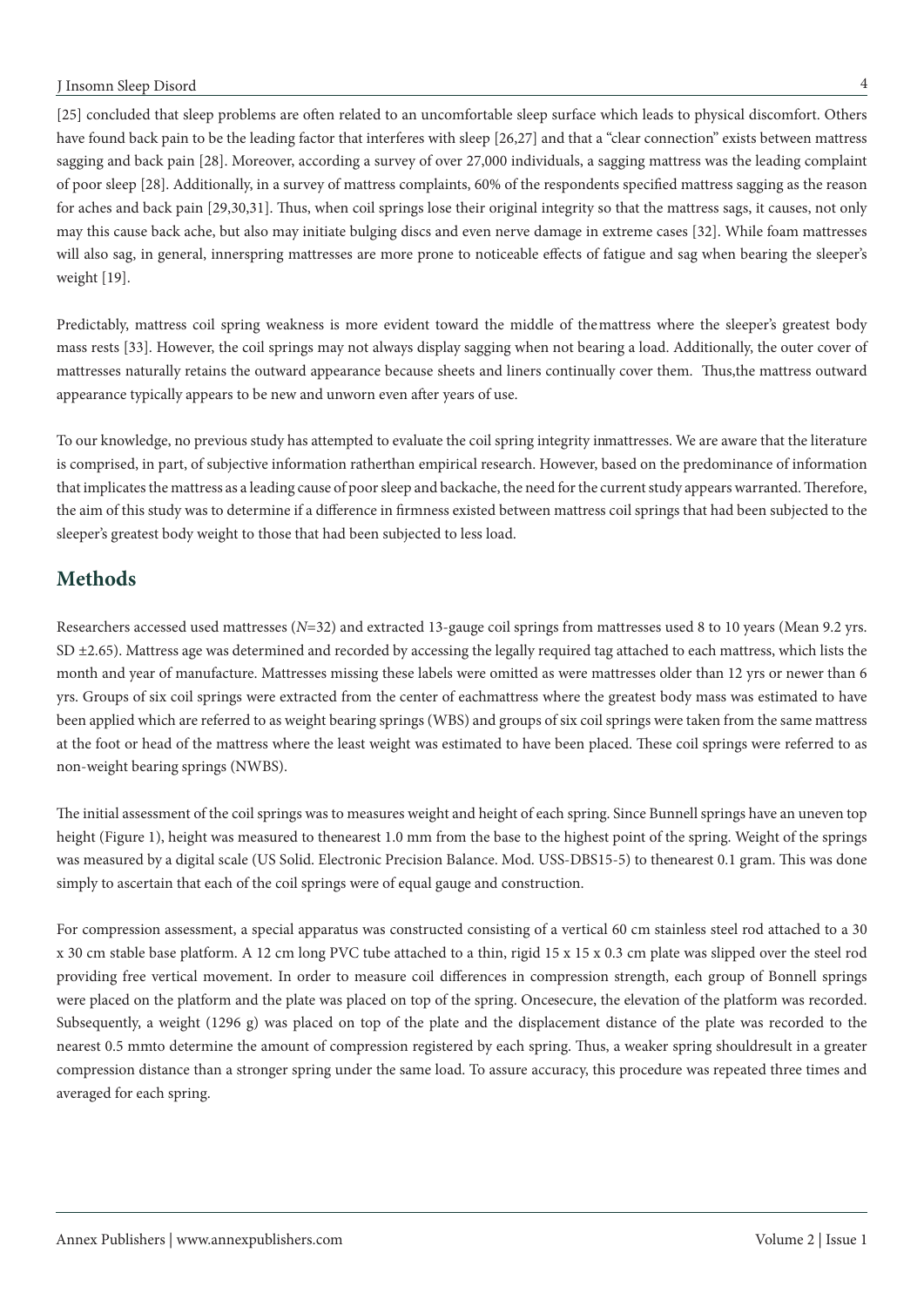[25] concluded that sleep problems are often related to an uncomfortable sleep surface which leads to physical discomfort. Others have found back pain to be the leading factor that interferes with sleep [26,27] and that a "clear connection" exists between mattress sagging and back pain [28]. Moreover, according a survey of over 27,000 individuals, a sagging mattress was the leading complaint of poor sleep [28]. Additionally, in a survey of mattress complaints, 60% of the respondents specified mattress sagging as the reason for aches and back pain [29,30,31]. Thus, when coil springs lose their original integrity so that the mattress sags, it causes, not only may this cause back ache, but also may initiate bulging discs and even nerve damage in extreme cases [32]. While foam mattresses will also sag, in general, innerspring mattresses are more prone to noticeable effects of fatigue and sag when bearing the sleeper's weight [19].

Predictably, mattress coil spring weakness is more evident toward the middle of themattress where the sleeper's greatest body mass rests [33]. However, the coil springs may not always display sagging when not bearing a load. Additionally, the outer cover of mattresses naturally retains the outward appearance because sheets and liners continually cover them. Thus,the mattress outward appearance typically appears to be new and unworn even after years of use.

To our knowledge, no previous study has attempted to evaluate the coil spring integrity inmattresses. We are aware that the literature is comprised, in part, of subjective information ratherthan empirical research. However, based on the predominance of information that implicates the mattress as a leading cause of poor sleep and backache, the need for the current study appears warranted. Therefore, the aim of this study was to determine if a difference in firmness existed between mattress coil springs that had been subjected to the sleeper's greatest body weight to those that had been subjected to less load.

## Methods

Researchers accessed used mattresses (*N*=32) and extracted 13-gauge coil springs from mattresses used 8 to 10 years (Mean 9.2 yrs. SD ±2.65). Mattress age was determined and recorded by accessing the legally required tag attached to each mattress, which lists the month and year of manufacture. Mattresses missing these labels were omitted as were mattresses older than 12 yrs or newer than 6 yrs. Groups of six coil springs were extracted from the center of eachmattress where the greatest body mass was estimated to have been applied which are referred to as weight bearing springs (WBS) and groups of six coil springs were taken from the same mattress at the foot or head of the mattress where the least weight was estimated to have been placed. These coil springs were referred to as non-weight bearing springs (NWBS).

The initial assessment of the coil springs was to measures weight and height of each spring. Since Bunnell springs have an uneven top height (Figure 1), height was measured to thenearest 1.0 mm from the base to the highest point of the spring. Weight of the springs was measured by a digital scale (US Solid. Electronic Precision Balance. Mod. USS-DBS15-5) to thenearest 0.1 gram. This was done simply to ascertain that each of the coil springs were of equal gauge and construction.

For compression assessment, a special apparatus was constructed consisting of a vertical 60 cm stainless steel rod attached to a 30 x 30 cm stable base platform. A 12 cm long PVC tube attached to a thin, rigid 15 x 15 x 0.3 cm plate was slipped over the steel rod providing free vertical movement. In order to measure coil differences in compression strength, each group of Bonnell springs were placed on the platform and the plate was placed on top of the spring. Oncesecure, the elevation of the platform was recorded. Subsequently, a weight (1296 g) was placed on top of the plate and the displacement distance of the plate was recorded to the nearest 0.5 mmto determine the amount of compression registered by each spring. Thus, a weaker spring shouldresult in a greater compression distance than a stronger spring under the same load. To assure accuracy, this procedure was repeated three times and averaged for each spring.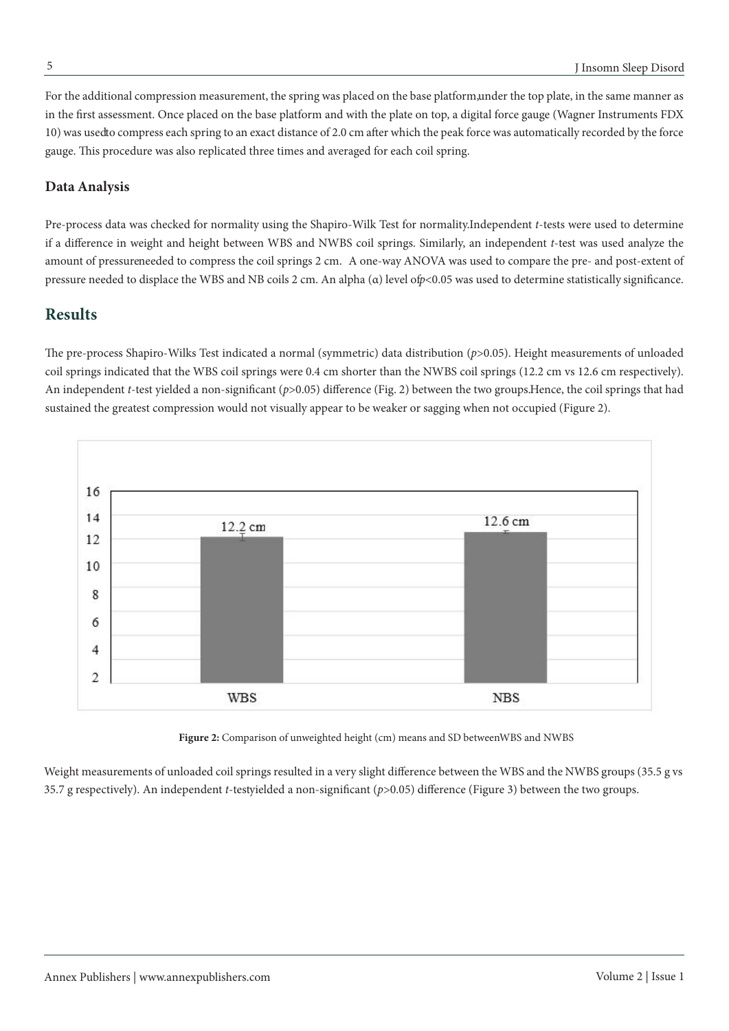For the additional compression measurement, the spring was placed on the base platform,under the top plate, in the same manner as in the first assessment. Once placed on the base platform and with the plate on top, a digital force gauge (Wagner Instruments FDX 10) was usedto compress each spring to an exact distance of 2.0 cm after which the peak force was automatically recorded by the force gauge. This procedure was also replicated three times and averaged for each coil spring.

### Data Analysis

Pre-process data was checked for normality using the Shapiro-Wilk Test for normality.Independent *t*-tests were used to determine if a difference in weight and height between WBS and NWBS coil springs. Similarly, an independent *t*-test was used analyze the amount of pressureneeded to compress the coil springs 2 cm. A one-way ANOVA was used to compare the pre- and post-extent of pressure needed to displace the WBS and NB coils 2 cm. An alpha (α) level of$p<0.05$ was used to determine statistically significance.

## Results

The pre-process Shapiro-Wilks Test indicated a normal (symmetric) data distribution ($p>0.05$). Height measurements of unloaded coil springs indicated that the WBS coil springs were 0.4 cm shorter than the NWBS coil springs (12.2 cm vs 12.6 cm respectively). An independent *t*-test yielded a non-significant ($p>0.05$) difference (Fig. 2) between the two groups.Hence, the coil springs that had sustained the greatest compression would not visually appear to be weaker or sagging when not occupied (Figure 2).

**Figure 2:** Comparison of unweighted height (cm) means and SD betweenWBS and NWBS

Weight measurements of unloaded coil springs resulted in a very slight difference between the WBS and the NWBS groups (35.5 g vs 35.7 g respectively). An independent *t*-testyielded a non-significant ($p>0.05$) difference (Figure 3) between the two groups.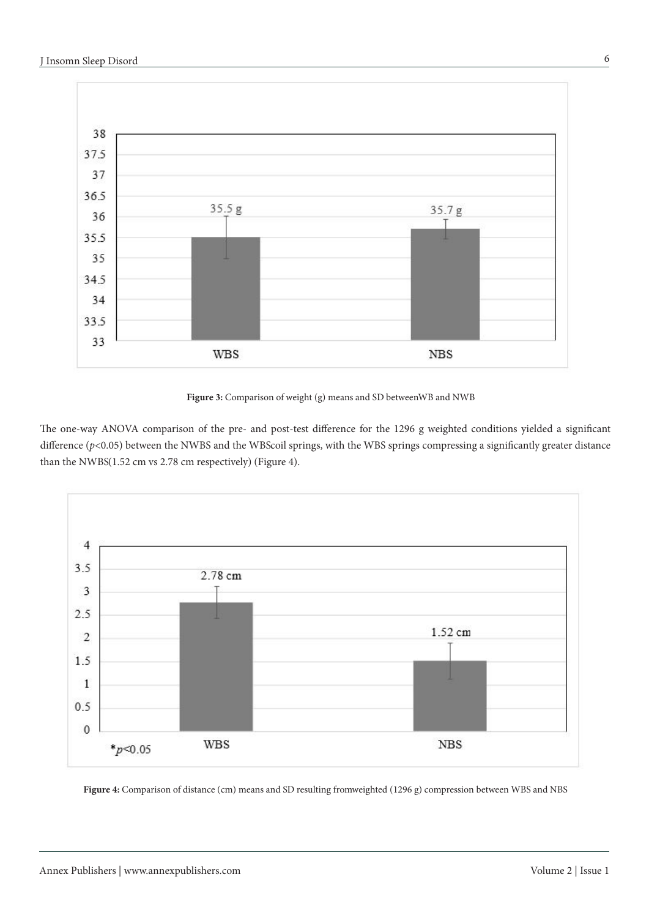**Figure 3:** Comparison of weight (g) means and SD betweenWB and NWB

The one-way ANOVA comparison of the pre- and post-test difference for the 1296 g weighted conditions yielded a significant difference ($p<0.05$) between the NWBS and the WBScoil springs, with the WBS springs compressing a significantly greater distance than the NWBS(1.52 cm vs 2.78 cm respectively) (Figure 4).

**Figure 4:** Comparison of distance (cm) means and SD resulting fromweighted (1296 g) compression between WBS and NBS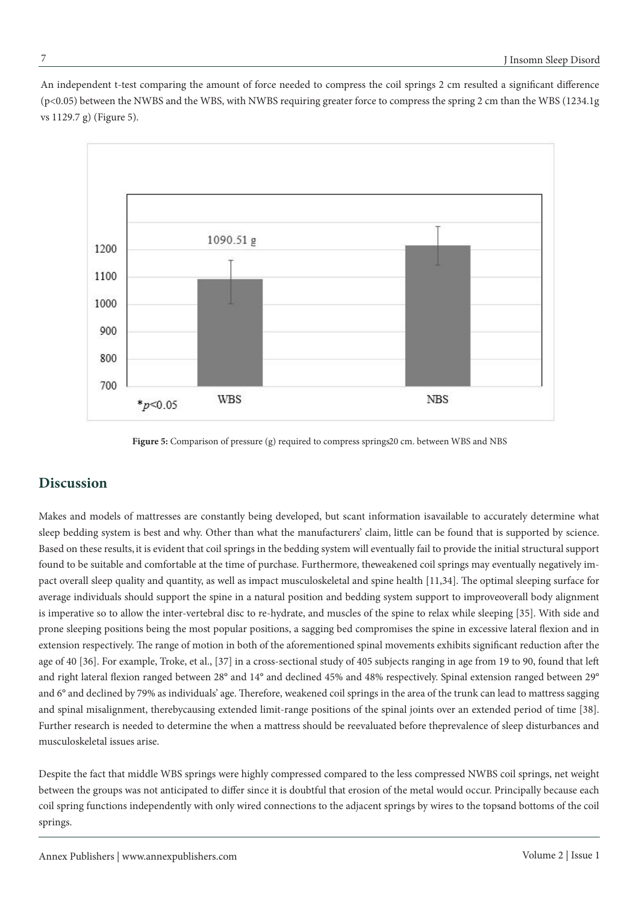An independent t-test comparing the amount of force needed to compress the coil springs 2 cm resulted a significant difference ($p<0.05$) between the NWBS and the WBS, with NWBS requiring greater force to compress the spring 2 cm than the WBS (1234.1g vs 1129.7 g) (Figure 5).

**Figure 5:** Comparison of pressure (g) required to compress springs20 cm. between WBS and NBS

## Discussion

Makes and models of mattresses are constantly being developed, but scant information isavailable to accurately determine what sleep bedding system is best and why. Other than what the manufacturers' claim, little can be found that is supported by science. Based on these results,it is evident that coil springs in the bedding system will eventually fail to provide the initial structural support found to be suitable and comfortable at the time of purchase. Furthermore, theweakened coil springs may eventually negatively impact overall sleep quality and quantity, as well as impact musculoskeletal and spine health [11,34]. The optimal sleeping surface for average individuals should support the spine in a natural position and bedding system support to improveoverall body alignment is imperative so to allow the inter-vertebral disc to re-hydrate, and muscles of the spine to relax while sleeping [35]. With side and prone sleeping positions being the most popular positions, a sagging bed compromises the spine in excessive lateral flexion and in extension respectively. The range of motion in both of the aforementioned spinal movements exhibits significant reduction after the age of 40 [36]. For example, Troke, et al., [37] in a cross-sectional study of 405 subjects ranging in age from 19 to 90, found that left and right lateral flexion ranged between 28° and 14° and declined 45% and 48% respectively. Spinal extension ranged between 29° and 6° and declined by 79% as individuals' age. Therefore, weakened coil springs in the area of the trunk can lead to mattress sagging and spinal misalignment, therebycausing extended limit-range positions of the spinal joints over an extended period of time [38]. Further research is needed to determine the when a mattress should be reevaluated before theprevalence of sleep disturbances and musculoskeletal issues arise.

Despite the fact that middle WBS springs were highly compressed compared to the less compressed NWBS coil springs, net weight between the groups was not anticipated to differ since it is doubtful that erosion of the metal would occur. Principally because each coil spring functions independently with only wired connections to the adjacent springs by wires to the topsand bottoms of the coil springs.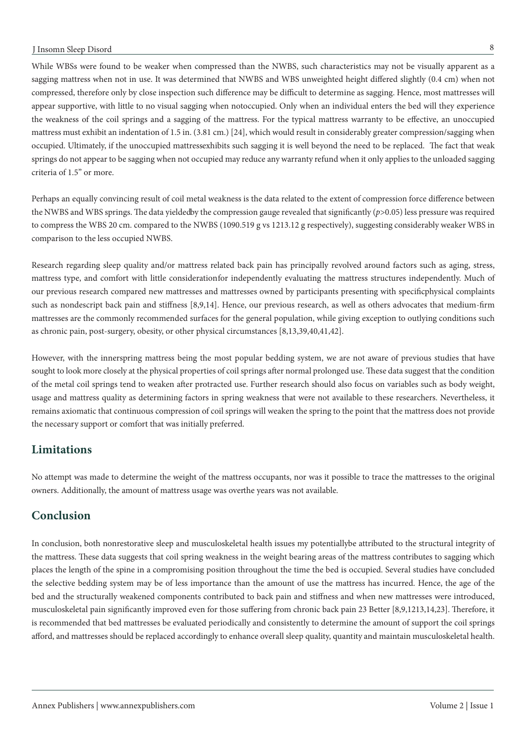While WBSs were found to be weaker when compressed than the NWBS, such characteristics may not be visually apparent as a sagging mattress when not in use. It was determined that NWBS and WBS unweighted height differed slightly (0.4 cm) when not compressed, therefore only by close inspection such difference may be difficult to determine as sagging. Hence, most mattresses will appear supportive, with little to no visual sagging when notoccupied. Only when an individual enters the bed will they experience the weakness of the coil springs and a sagging of the mattress. For the typical mattress warranty to be effective, an unoccupied mattress must exhibit an indentation of 1.5 in. (3.81 cm.) [24], which would result in considerably greater compression/sagging when occupied. Ultimately, if the unoccupied mattressexhibits such sagging it is well beyond the need to be replaced. The fact that weak springs do not appear to be sagging when not occupied may reduce any warranty refund when it only applies to the unloaded sagging criteria of 1.5" or more.

Perhaps an equally convincing result of coil metal weakness is the data related to the extent of compression force difference between the NWBS and WBS springs. The data yieldedby the compression gauge revealed that significantly ($p$>0.05) less pressure was required to compress the WBS 20 cm. compared to the NWBS (1090.519 g vs 1213.12 g respectively), suggesting considerably weaker WBS in comparison to the less occupied NWBS.

Research regarding sleep quality and/or mattress related back pain has principally revolved around factors such as aging, stress, mattress type, and comfort with little considerationfor independently evaluating the mattress structures independently. Much of our previous research compared new mattresses and mattresses owned by participants presenting with specificphysical complaints such as nondescript back pain and stiffness [8,9,14]. Hence, our previous research, as well as others advocates that medium-firm mattresses are the commonly recommended surfaces for the general population, while giving exception to outlying conditions such as chronic pain, post-surgery, obesity, or other physical circumstances [8,13,39,40,41,42].

However, with the innerspring mattress being the most popular bedding system, we are not aware of previous studies that have sought to look more closely at the physical properties of coil springs after normal prolonged use. These data suggest that the condition of the metal coil springs tend to weaken after protracted use. Further research should also focus on variables such as body weight, usage and mattress quality as determining factors in spring weakness that were not available to these researchers. Nevertheless, it remains axiomatic that continuous compression of coil springs will weaken the spring to the point that the mattress does not provide the necessary support or comfort that was initially preferred.

## Limitations

No attempt was made to determine the weight of the mattress occupants, nor was it possible to trace the mattresses to the original owners. Additionally, the amount of mattress usage was overthe years was not available.

## Conclusion

In conclusion, both nonrestorative sleep and musculoskeletal health issues my potentiallybe attributed to the structural integrity of the mattress. These data suggests that coil spring weakness in the weight bearing areas of the mattress contributes to sagging which places the length of the spine in a compromising position throughout the time the bed is occupied. Several studies have concluded the selective bedding system may be of less importance than the amount of use the mattress has incurred. Hence, the age of the bed and the structurally weakened components contributed to back pain and stiffness and when new mattresses were introduced, musculoskeletal pain significantly improved even for those suffering from chronic back pain 23 Better [8,9,1213,14,23]. Therefore, it is recommended that bed mattresses be evaluated periodically and consistently to determine the amount of support the coil springs afford, and mattresses should be replaced accordingly to enhance overall sleep quality, quantity and maintain musculoskeletal health.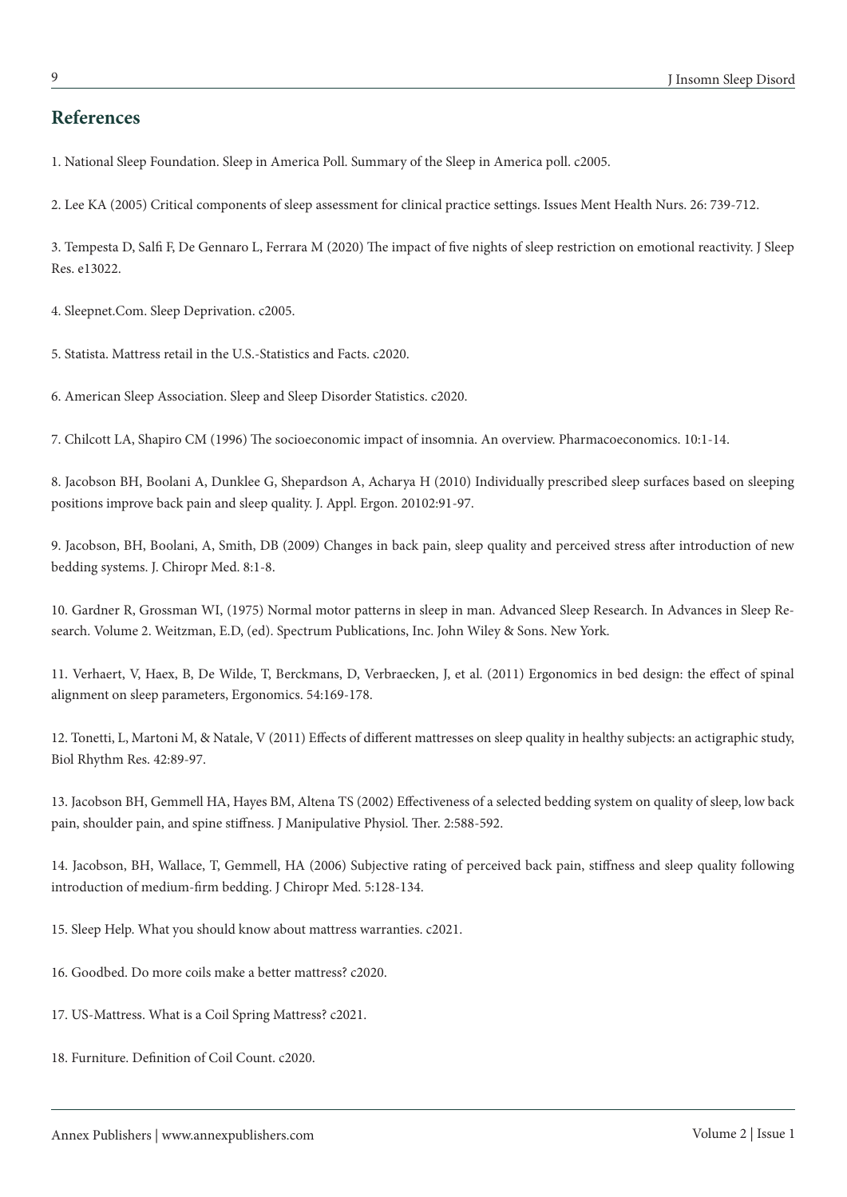## References

1. National Sleep Foundation. Sleep in America Poll. Summary of the Sleep in America poll. c2005.

2. Lee KA (2005) Critical components of sleep assessment for clinical practice settings. Issues Ment Health Nurs. 26: 739-712.

3. Tempesta D, Salfi F, De Gennaro L, Ferrara M (2020) The impact of five nights of sleep restriction on emotional reactivity. J Sleep Res. e13022.

4. Sleepnet.Com. Sleep Deprivation. c2005.

5. Statista. Mattress retail in the U.S.-Statistics and Facts. c2020.

6. American Sleep Association. Sleep and Sleep Disorder Statistics. c2020.

7. Chilcott LA, Shapiro CM (1996) The socioeconomic impact of insomnia. An overview. Pharmacoeconomics. 10:1-14.

8. Jacobson BH, Boolani A, Dunklee G, Shepardson A, Acharya H (2010) Individually prescribed sleep surfaces based on sleeping positions improve back pain and sleep quality. J. Appl. Ergon. 20102:91-97.

9. Jacobson, BH, Boolani, A, Smith, DB (2009) Changes in back pain, sleep quality and perceived stress after introduction of new bedding systems. J. Chiropr Med. 8:1-8.

10. Gardner R, Grossman WI, (1975) Normal motor patterns in sleep in man. Advanced Sleep Research. In Advances in Sleep Research. Volume 2. Weitzman, E.D, (ed). Spectrum Publications, Inc. John Wiley & Sons. New York.

11. Verhaert, V, Haex, B, De Wilde, T, Berckmans, D, Verbraecken, J, et al. (2011) Ergonomics in bed design: the effect of spinal alignment on sleep parameters, Ergonomics. 54:169-178.

12. Tonetti, L, Martoni M, & Natale, V (2011) Effects of different mattresses on sleep quality in healthy subjects: an actigraphic study, Biol Rhythm Res. 42:89-97.

13. Jacobson BH, Gemmell HA, Hayes BM, Altena TS (2002) Effectiveness of a selected bedding system on quality of sleep, low back pain, shoulder pain, and spine stiffness. J Manipulative Physiol. Ther. 2:588-592.

14. Jacobson, BH, Wallace, T, Gemmell, HA (2006) Subjective rating of perceived back pain, stiffness and sleep quality following introduction of medium-firm bedding. J Chiropr Med. 5:128-134.

15. Sleep Help. What you should know about mattress warranties. c2021.

16. Goodbed. Do more coils make a better mattress? c2020.

17. US-Mattress. What is a Coil Spring Mattress? c2021.

18. Furniture. Definition of Coil Count. c2020.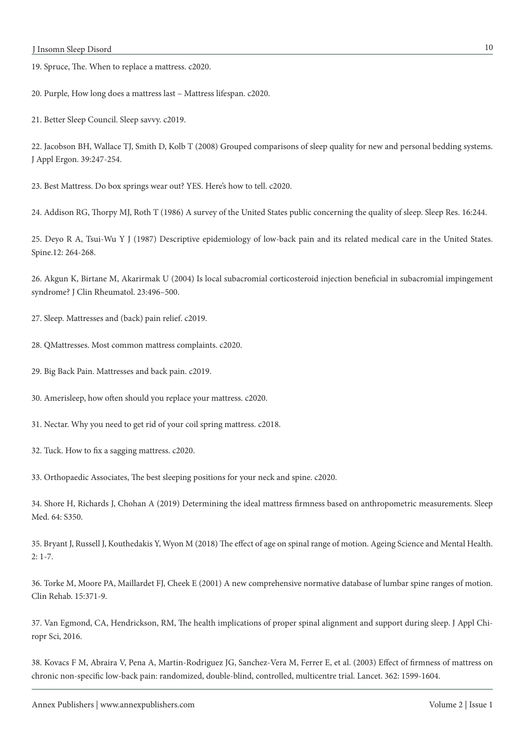19. Spruce, The. When to replace a mattress. c2020.

20. Purple, How long does a mattress last – Mattress lifespan. c2020.

21. Better Sleep Council. Sleep savvy. c2019.

22. Jacobson BH, Wallace TJ, Smith D, Kolb T (2008) Grouped comparisons of sleep quality for new and personal bedding systems. J Appl Ergon. 39:247-254.

23. Best Mattress. Do box springs wear out? YES. Here's how to tell. c2020.

24. Addison RG, Thorpy MJ, Roth T (1986) A survey of the United States public concerning the quality of sleep. Sleep Res. 16:244.

25. Deyo R A, Tsui-Wu Y J (1987) Descriptive epidemiology of low-back pain and its related medical care in the United States. Spine.12: 264-268.

26. Akgun K, Birtane M, Akarirmak U (2004) Is local subacromial corticosteroid injection beneficial in subacromial impingement syndrome? J Clin Rheumatol. 23:496–500.

27. Sleep. Mattresses and (back) pain relief. c2019.

28. QMattresses. Most common mattress complaints. c2020.

29. Big Back Pain. Mattresses and back pain. c2019.

30. Amerisleep, how often should you replace your mattress. c2020.

31. Nectar. Why you need to get rid of your coil spring mattress. c2018.

32. Tuck. How to fix a sagging mattress. c2020.

33. Orthopaedic Associates, The best sleeping positions for your neck and spine. c2020.

34. Shore H, Richards J, Chohan A (2019) Determining the ideal mattress firmness based on anthropometric measurements. Sleep Med. 64: S350.

35. Bryant J, Russell J, Kouthedakis Y, Wyon M (2018) The effect of age on spinal range of motion. Ageing Science and Mental Health. 2: 1-7.

36. Torke M, Moore PA, Maillardet FJ, Cheek E (2001) A new comprehensive normative database of lumbar spine ranges of motion. Clin Rehab. 15:371-9.

37. Van Egmond, CA, Hendrickson, RM, The health implications of proper spinal alignment and support during sleep. J Appl Chiropr Sci, 2016.

38. Kovacs F M, Abraira V, Pena A, Martin-Rodriguez JG, Sanchez-Vera M, Ferrer E, et al. (2003) Effect of firmness of mattress on chronic non-specific low-back pain: randomized, double-blind, controlled, multicentre trial. Lancet. 362: 1599-1604.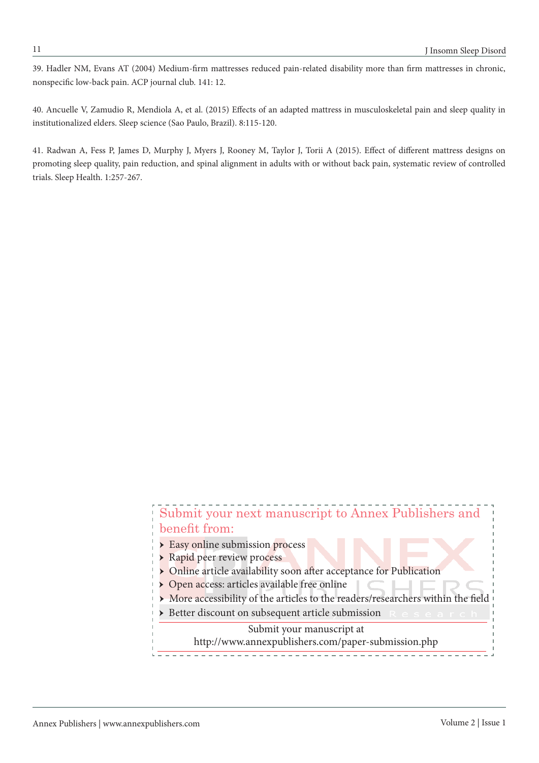39. Hadler NM, Evans AT (2004) Medium-firm mattresses reduced pain-related disability more than firm mattresses in chronic, nonspecific low-back pain. ACP journal club. 141: 12.

40. Ancuelle V, Zamudio R, Mendiola A, et al. (2015) Effects of an adapted mattress in musculoskeletal pain and sleep quality in institutionalized elders. Sleep science (Sao Paulo, Brazil). 8:115-120.

41. Radwan A, Fess P, James D, Murphy J, Myers J, Rooney M, Taylor J, Torii A (2015). Effect of different mattress designs on promoting sleep quality, pain reduction, and spinal alignment in adults with or without back pain, systematic review of controlled trials. Sleep Health. 1:257-267.

Submit your next manuscript to Annex Publishers and benefit from:

- Easy online submission process
- Rapid peer review process
- Online article availability soon after acceptance for Publication
- Open access: articles available free online
- More accessibility of the articles to the readers/researchers within the field
- Better discount on subsequent article submission

Submit your manuscript at
http://www.annexpublishers.com/paper-submission.php